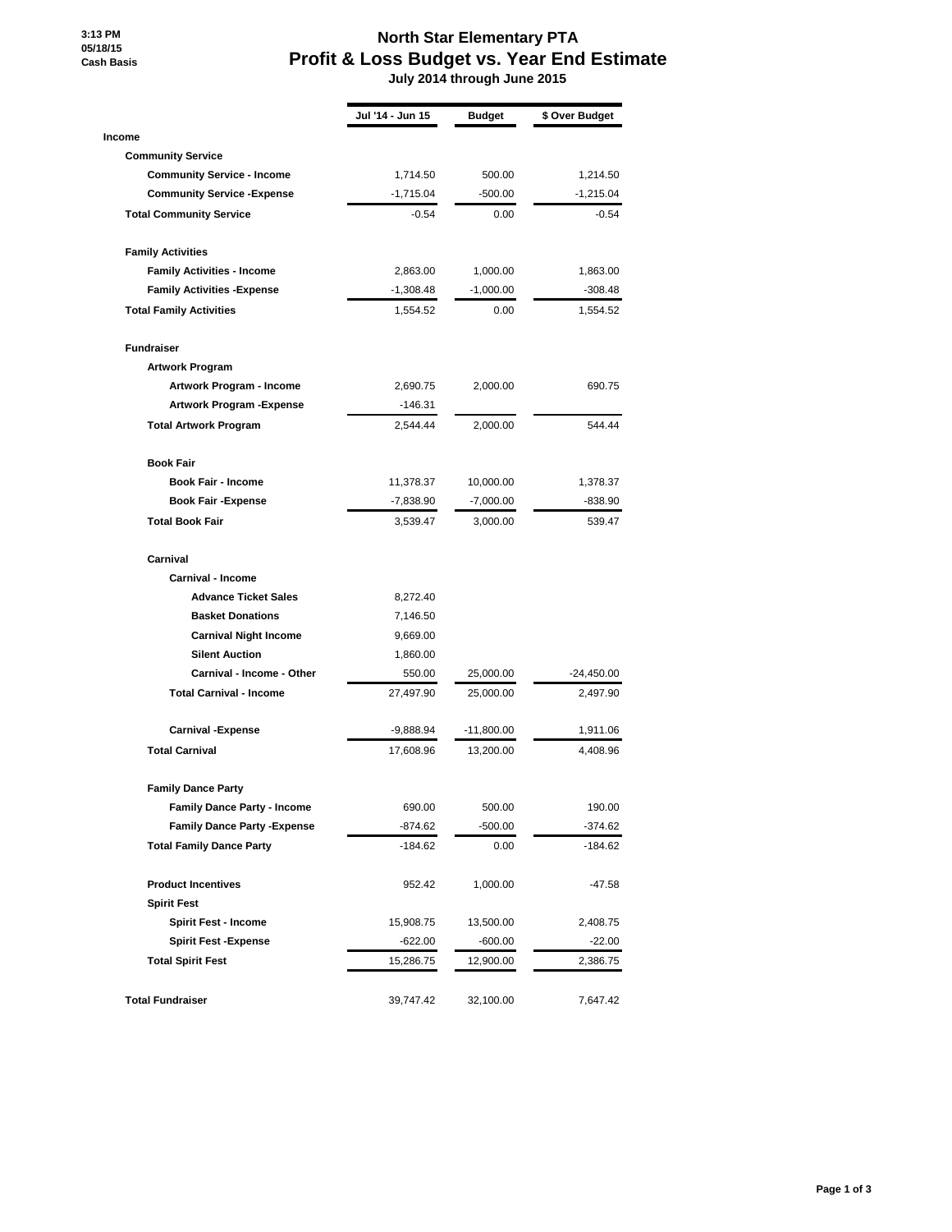# North Star Elementary PTA

## Profit & Loss Budget vs. Year End Estimate

**July 2014 through June 2015**

3:13 PM
05/18/15
Cash Basis

| | Jul '14 - Jun 15 | Budget | $ Over Budget |
|---|---|---|---|
| **Income** | | | |
| **Community Service** | | | |
| **Community Service - Income** | 1,714.50 | 500.00 | 1,214.50 |
| **Community Service -Expense** | -1,715.04 | -500.00 | -1,215.04 |
| **Total Community Service** | -0.54 | 0.00 | -0.54 |
| **Family Activities** | | | |
| **Family Activities - Income** | 2,863.00 | 1,000.00 | 1,863.00 |
| **Family Activities -Expense** | -1,308.48 | -1,000.00 | -308.48 |
| **Total Family Activities** | 1,554.52 | 0.00 | 1,554.52 |
| **Fundraiser** | | | |
| **Artwork Program** | | | |
| **Artwork Program - Income** | 2,690.75 | 2,000.00 | 690.75 |
| **Artwork Program -Expense** | -146.31 | | |
| **Total Artwork Program** | 2,544.44 | 2,000.00 | 544.44 |
| **Book Fair** | | | |
| **Book Fair - Income** | 11,378.37 | 10,000.00 | 1,378.37 |
| **Book Fair -Expense** | -7,838.90 | -7,000.00 | -838.90 |
| **Total Book Fair** | 3,539.47 | 3,000.00 | 539.47 |
| **Carnival** | | | |
| **Carnival - Income** | | | |
| **Advance Ticket Sales** | 8,272.40 | | |
| **Basket Donations** | 7,146.50 | | |
| **Carnival Night Income** | 9,669.00 | | |
| **Silent Auction** | 1,860.00 | | |
| **Carnival - Income - Other** | 550.00 | 25,000.00 | -24,450.00 |
| **Total Carnival - Income** | 27,497.90 | 25,000.00 | 2,497.90 |
| **Carnival -Expense** | -9,888.94 | -11,800.00 | 1,911.06 |
| **Total Carnival** | 17,608.96 | 13,200.00 | 4,408.96 |
| **Family Dance Party** | | | |
| **Family Dance Party - Income** | 690.00 | 500.00 | 190.00 |
| **Family Dance Party -Expense** | -874.62 | -500.00 | -374.62 |
| **Total Family Dance Party** | -184.62 | 0.00 | -184.62 |
| **Product Incentives** | 952.42 | 1,000.00 | -47.58 |
| **Spirit Fest** | | | |
| **Spirit Fest - Income** | 15,908.75 | 13,500.00 | 2,408.75 |
| **Spirit Fest -Expense** | -622.00 | -600.00 | -22.00 |
| **Total Spirit Fest** | 15,286.75 | 12,900.00 | 2,386.75 |
| **Total Fundraiser** | 39,747.42 | 32,100.00 | 7,647.42 |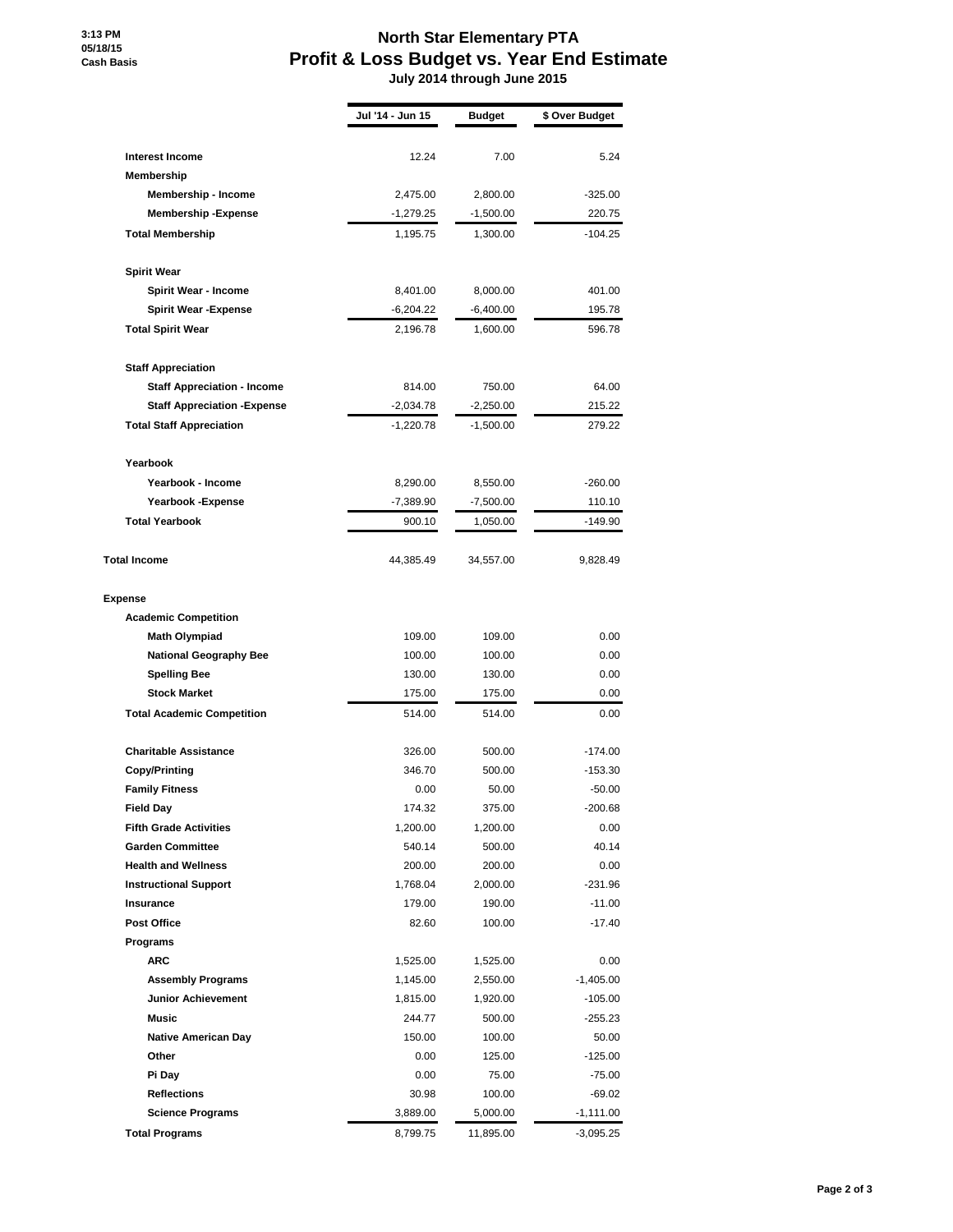# North Star Elementary PTA

## Profit & Loss Budget vs. Year End Estimate

**July 2014 through June 2015**

3:13 PM
05/18/15
Cash Basis

| | Jul '14 - Jun 15 | Budget | $ Over Budget |
|---|---|---|---|
| **Interest Income** | 12.24 | 7.00 | 5.24 |
| **Membership** | | | |
| **Membership - Income** | 2,475.00 | 2,800.00 | -325.00 |
| **Membership -Expense** | -1,279.25 | -1,500.00 | 220.75 |
| **Total Membership** | 1,195.75 | 1,300.00 | -104.25 |
| **Spirit Wear** | | | |
| **Spirit Wear - Income** | 8,401.00 | 8,000.00 | 401.00 |
| **Spirit Wear -Expense** | -6,204.22 | -6,400.00 | 195.78 |
| **Total Spirit Wear** | 2,196.78 | 1,600.00 | 596.78 |
| **Staff Appreciation** | | | |
| **Staff Appreciation - Income** | 814.00 | 750.00 | 64.00 |
| **Staff Appreciation -Expense** | -2,034.78 | -2,250.00 | 215.22 |
| **Total Staff Appreciation** | -1,220.78 | -1,500.00 | 279.22 |
| **Yearbook** | | | |
| **Yearbook - Income** | 8,290.00 | 8,550.00 | -260.00 |
| **Yearbook -Expense** | -7,389.90 | -7,500.00 | 110.10 |
| **Total Yearbook** | 900.10 | 1,050.00 | -149.90 |
| **Total Income** | 44,385.49 | 34,557.00 | 9,828.49 |
| **Expense** | | | |
| **Academic Competition** | | | |
| **Math Olympiad** | 109.00 | 109.00 | 0.00 |
| **National Geography Bee** | 100.00 | 100.00 | 0.00 |
| **Spelling Bee** | 130.00 | 130.00 | 0.00 |
| **Stock Market** | 175.00 | 175.00 | 0.00 |
| **Total Academic Competition** | 514.00 | 514.00 | 0.00 |
| **Charitable Assistance** | 326.00 | 500.00 | -174.00 |
| **Copy/Printing** | 346.70 | 500.00 | -153.30 |
| **Family Fitness** | 0.00 | 50.00 | -50.00 |
| **Field Day** | 174.32 | 375.00 | -200.68 |
| **Fifth Grade Activities** | 1,200.00 | 1,200.00 | 0.00 |
| **Garden Committee** | 540.14 | 500.00 | 40.14 |
| **Health and Wellness** | 200.00 | 200.00 | 0.00 |
| **Instructional Support** | 1,768.04 | 2,000.00 | -231.96 |
| **Insurance** | 179.00 | 190.00 | -11.00 |
| **Post Office** | 82.60 | 100.00 | -17.40 |
| **Programs** | | | |
| **ARC** | 1,525.00 | 1,525.00 | 0.00 |
| **Assembly Programs** | 1,145.00 | 2,550.00 | -1,405.00 |
| **Junior Achievement** | 1,815.00 | 1,920.00 | -105.00 |
| **Music** | 244.77 | 500.00 | -255.23 |
| **Native American Day** | 150.00 | 100.00 | 50.00 |
| **Other** | 0.00 | 125.00 | -125.00 |
| **Pi Day** | 0.00 | 75.00 | -75.00 |
| **Reflections** | 30.98 | 100.00 | -69.02 |
| **Science Programs** | 3,889.00 | 5,000.00 | -1,111.00 |
| **Total Programs** | 8,799.75 | 11,895.00 | -3,095.25 |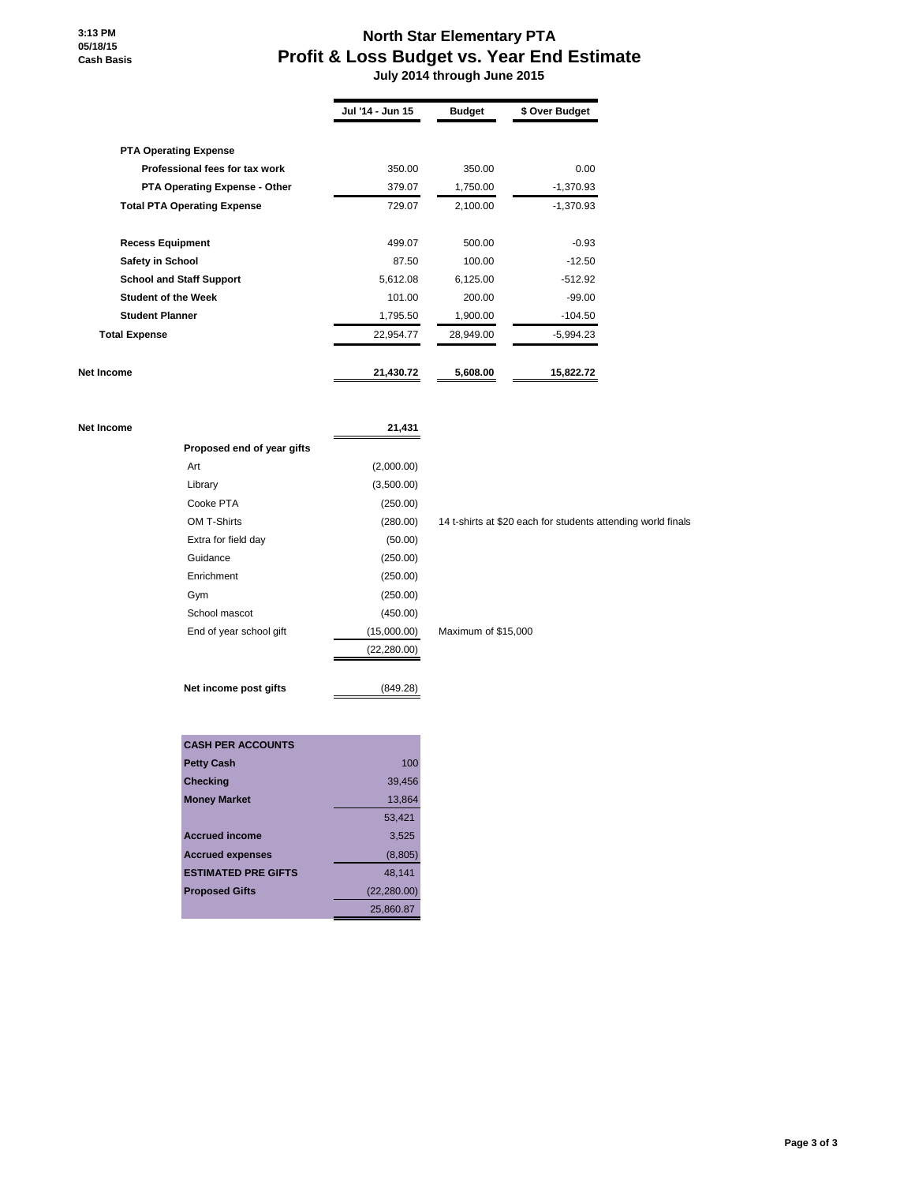3:13 PM
05/18/15
Cash Basis

# North Star Elementary PTA
## Profit & Loss Budget vs. Year End Estimate
### July 2014 through June 2015

| | Jul '14 - Jun 15 | Budget | $ Over Budget |
|---|---|---|---|
| **PTA Operating Expense** | | | |
| **Professional fees for tax work** | 350.00 | 350.00 | 0.00 |
| **PTA Operating Expense - Other** | 379.07 | 1,750.00 | -1,370.93 |
| **Total PTA Operating Expense** | 729.07 | 2,100.00 | -1,370.93 |
| **Recess Equipment** | 499.07 | 500.00 | -0.93 |
| **Safety in School** | 87.50 | 100.00 | -12.50 |
| **School and Staff Support** | 5,612.08 | 6,125.00 | -512.92 |
| **Student of the Week** | 101.00 | 200.00 | -99.00 |
| **Student Planner** | 1,795.50 | 1,900.00 | -104.50 |
| **Total Expense** | 22,954.77 | 28,949.00 | -5,994.23 |
| **Net Income** | **21,430.72** | **5,608.00** | **15,822.72** |

| | | | |
|---|---|---|---|
| **Net Income** | | **21,431** | |
| | **Proposed end of year gifts** | | |
| | Art | (2,000.00) | |
| | Library | (3,500.00) | |
| | Cooke PTA | (250.00) | |
| | OM T-Shirts | (280.00) | 14 t-shirts at $20 each for students attending world finals |
| | Extra for field day | (50.00) | |
| | Guidance | (250.00) | |
| | Enrichment | (250.00) | |
| | Gym | (250.00) | |
| | School mascot | (450.00) | |
| | End of year school gift | (15,000.00) | Maximum of $15,000 |
| | | (22,280.00) | |
| | **Net income post gifts** | (849.28) | |

| **CASH PER ACCOUNTS** | |
|---|---|
| **Petty Cash** | 100 |
| **Checking** | 39,456 |
| **Money Market** | 13,864 |
| | 53,421 |
| **Accrued income** | 3,525 |
| **Accrued expenses** | (8,805) |
| **ESTIMATED PRE GIFTS** | 48,141 |
| **Proposed Gifts** | (22,280.00) |
| | 25,860.87 |